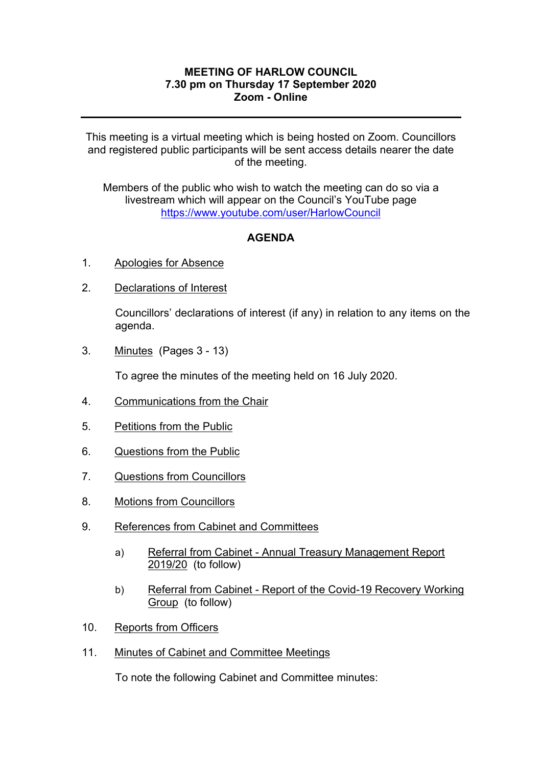**MEETING OF HARLOW COUNCIL**
**7.30 pm on Thursday 17 September 2020**
**Zoom - Online**

---

This meeting is a virtual meeting which is being hosted on Zoom. Councillors and registered public participants will be sent access details nearer the date of the meeting.

Members of the public who wish to watch the meeting can do so via a livestream which will appear on the Council's YouTube page https://www.youtube.com/user/HarlowCouncil

## AGENDA

1. Apologies for Absence

2. Declarations of Interest

   Councillors' declarations of interest (if any) in relation to any items on the agenda.

3. Minutes (Pages 3 - 13)

   To agree the minutes of the meeting held on 16 July 2020.

4. Communications from the Chair

5. Petitions from the Public

6. Questions from the Public

7. Questions from Councillors

8. Motions from Councillors

9. References from Cabinet and Committees

   a) Referral from Cabinet - Annual Treasury Management Report 2019/20 (to follow)

   b) Referral from Cabinet - Report of the Covid-19 Recovery Working Group (to follow)

10. Reports from Officers

11. Minutes of Cabinet and Committee Meetings

    To note the following Cabinet and Committee minutes: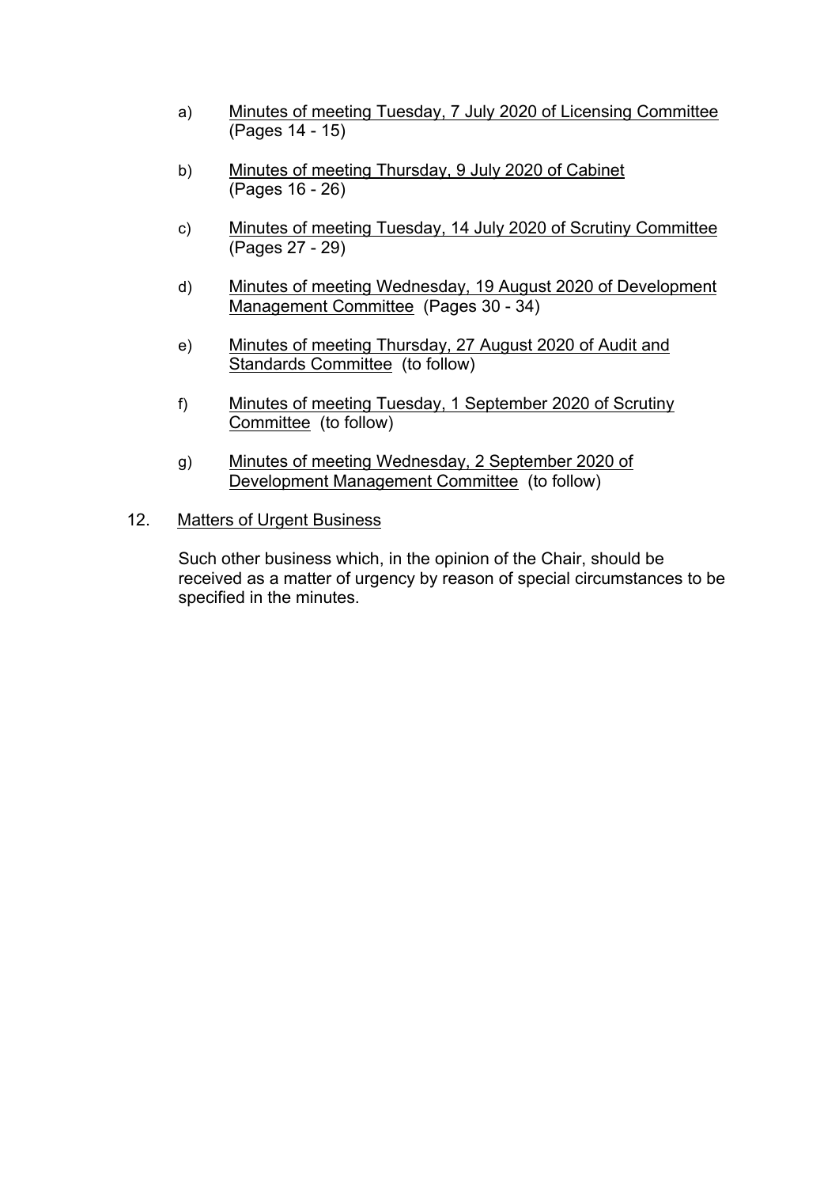a) Minutes of meeting Tuesday, 7 July 2020 of Licensing Committee (Pages 14 - 15)

b) Minutes of meeting Thursday, 9 July 2020 of Cabinet (Pages 16 - 26)

c) Minutes of meeting Tuesday, 14 July 2020 of Scrutiny Committee (Pages 27 - 29)

d) Minutes of meeting Wednesday, 19 August 2020 of Development Management Committee (Pages 30 - 34)

e) Minutes of meeting Thursday, 27 August 2020 of Audit and Standards Committee (to follow)

f) Minutes of meeting Tuesday, 1 September 2020 of Scrutiny Committee (to follow)

g) Minutes of meeting Wednesday, 2 September 2020 of Development Management Committee (to follow)

12. Matters of Urgent Business

Such other business which, in the opinion of the Chair, should be received as a matter of urgency by reason of special circumstances to be specified in the minutes.